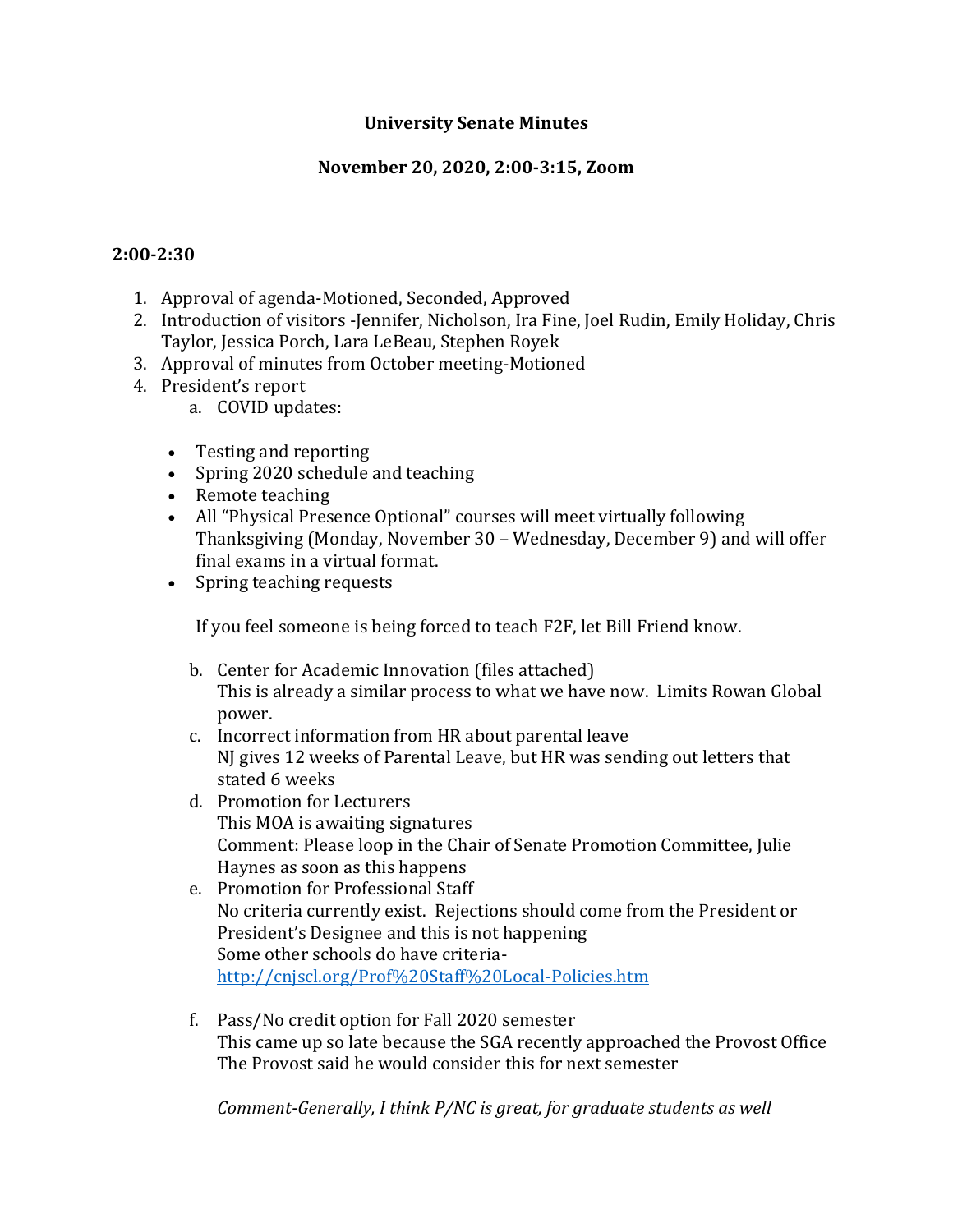# University Senate Minutes

## November 20, 2020, 2:00-3:15, Zoom

### 2:00-2:30

1. Approval of agenda-Motioned, Seconded, Approved
2. Introduction of visitors -Jennifer, Nicholson, Ira Fine, Joel Rudin, Emily Holiday, Chris Taylor, Jessica Porch, Lara LeBeau, Stephen Royek
3. Approval of minutes from October meeting-Motioned
4. President's report
   a. COVID updates:

   - Testing and reporting
   - Spring 2020 schedule and teaching
   - Remote teaching
   - All "Physical Presence Optional" courses will meet virtually following Thanksgiving (Monday, November 30 – Wednesday, December 9) and will offer final exams in a virtual format.
   - Spring teaching requests

   If you feel someone is being forced to teach F2F, let Bill Friend know.

   b. Center for Academic Innovation (files attached)
   This is already a similar process to what we have now. Limits Rowan Global power.
   c. Incorrect information from HR about parental leave
   NJ gives 12 weeks of Parental Leave, but HR was sending out letters that stated 6 weeks
   d. Promotion for Lecturers
   This MOA is awaiting signatures
   Comment: Please loop in the Chair of Senate Promotion Committee, Julie Haynes as soon as this happens
   e. Promotion for Professional Staff
   No criteria currently exist. Rejections should come from the President or President's Designee and this is not happening
   Some other schools do have criteria-
   [http://cnjscl.org/Prof%20Staff%20Local-Policies.htm](http://cnjscl.org/Prof%20Staff%20Local-Policies.htm)

   f. Pass/No credit option for Fall 2020 semester
   This came up so late because the SGA recently approached the Provost Office
   The Provost said he would consider this for next semester

   *Comment-Generally, I think P/NC is great, for graduate students as well*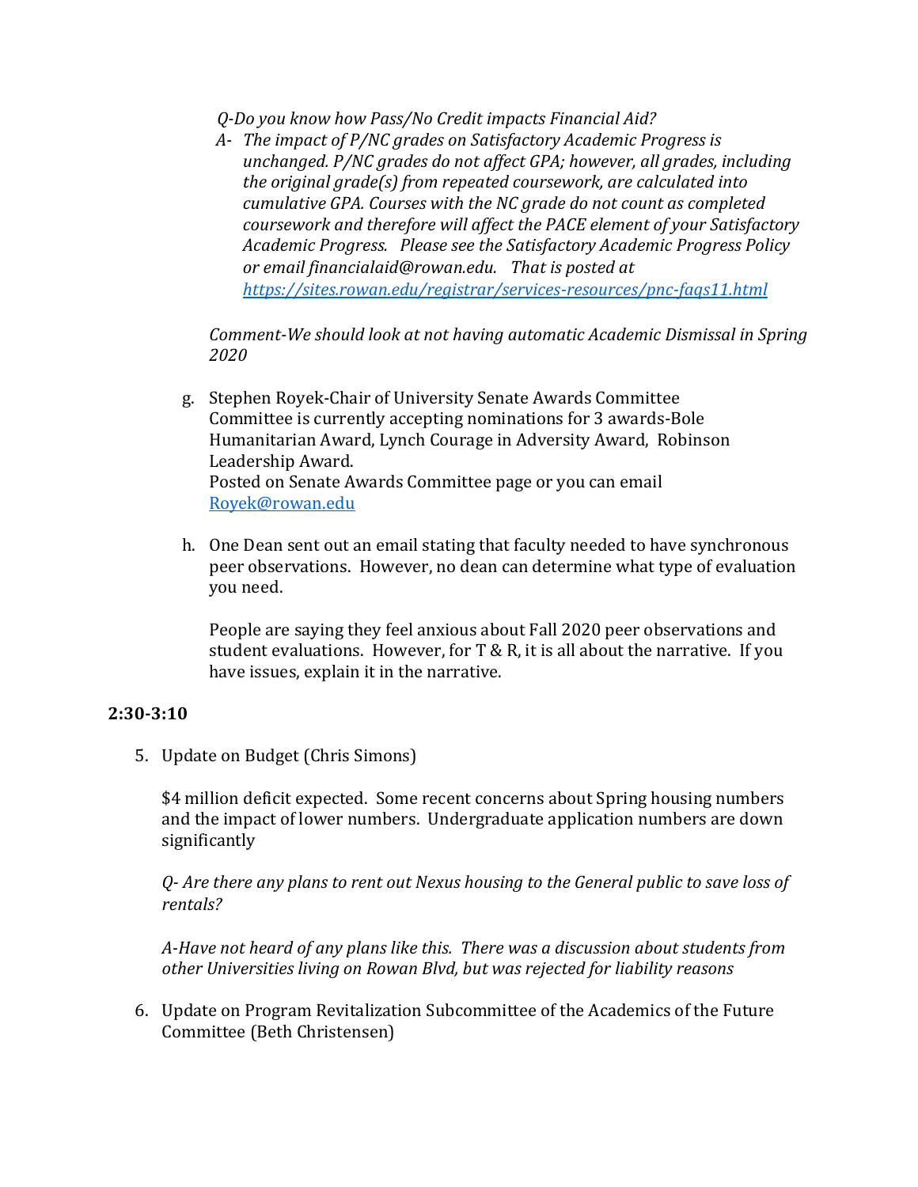*Q-Do you know how Pass/No Credit impacts Financial Aid?*

*A- The impact of P/NC grades on Satisfactory Academic Progress is unchanged. P/NC grades do not affect GPA; however, all grades, including the original grade(s) from repeated coursework, are calculated into cumulative GPA. Courses with the NC grade do not count as completed coursework and therefore will affect the PACE element of your Satisfactory Academic Progress. Please see the Satisfactory Academic Progress Policy or email financialaid@rowan.edu. That is posted at [https://sites.rowan.edu/registrar/services-resources/pnc-faqs11.html](https://sites.rowan.edu/registrar/services-resources/pnc-faqs11.html)*

*Comment-We should look at not having automatic Academic Dismissal in Spring 2020*

g. Stephen Royek-Chair of University Senate Awards Committee
Committee is currently accepting nominations for 3 awards-Bole Humanitarian Award, Lynch Courage in Adversity Award, Robinson Leadership Award.
Posted on Senate Awards Committee page or you can email [Royek@rowan.edu](mailto:Royek@rowan.edu)

h. One Dean sent out an email stating that faculty needed to have synchronous peer observations. However, no dean can determine what type of evaluation you need.

People are saying they feel anxious about Fall 2020 peer observations and student evaluations. However, for T & R, it is all about the narrative. If you have issues, explain it in the narrative.

**2:30-3:10**

5. Update on Budget (Chris Simons)

$4 million deficit expected. Some recent concerns about Spring housing numbers and the impact of lower numbers. Undergraduate application numbers are down significantly

*Q- Are there any plans to rent out Nexus housing to the General public to save loss of rentals?*

*A-Have not heard of any plans like this. There was a discussion about students from other Universities living on Rowan Blvd, but was rejected for liability reasons*

6. Update on Program Revitalization Subcommittee of the Academics of the Future Committee (Beth Christensen)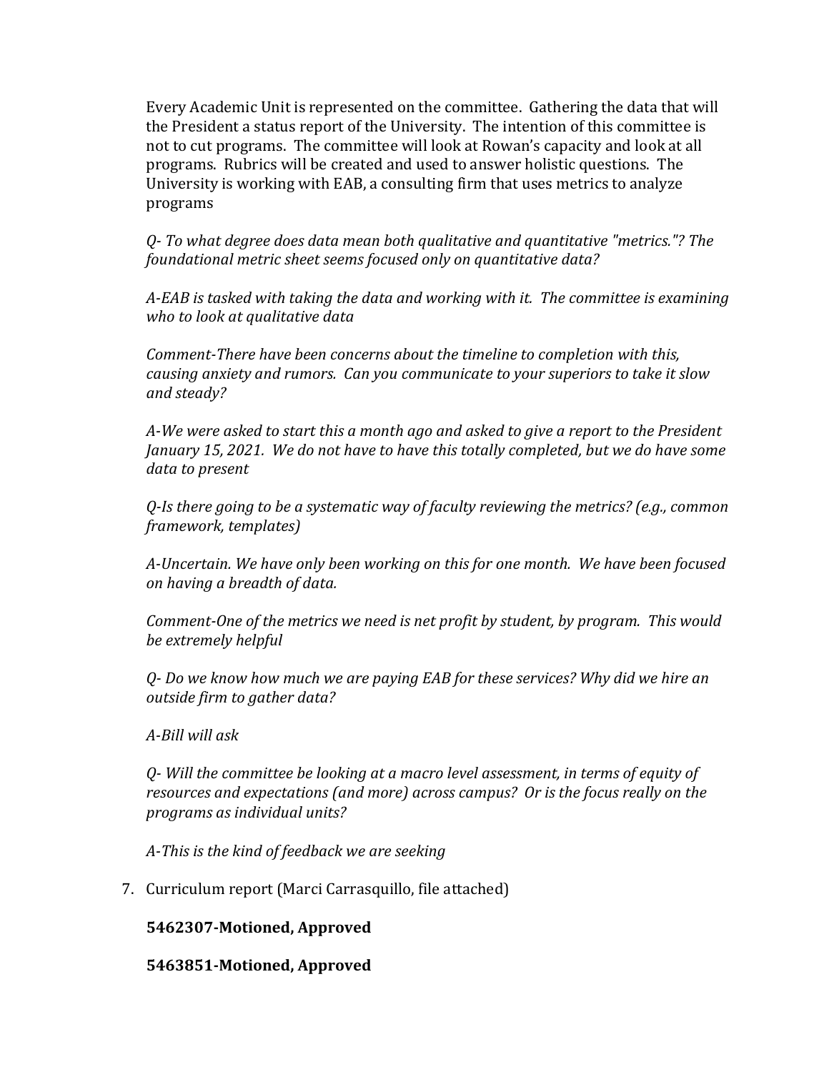Every Academic Unit is represented on the committee. Gathering the data that will the President a status report of the University. The intention of this committee is not to cut programs. The committee will look at Rowan's capacity and look at all programs. Rubrics will be created and used to answer holistic questions. The University is working with EAB, a consulting firm that uses metrics to analyze programs

*Q- To what degree does data mean both qualitative and quantitative "metrics."? The foundational metric sheet seems focused only on quantitative data?*

*A-EAB is tasked with taking the data and working with it. The committee is examining who to look at qualitative data*

*Comment-There have been concerns about the timeline to completion with this, causing anxiety and rumors. Can you communicate to your superiors to take it slow and steady?*

*A-We were asked to start this a month ago and asked to give a report to the President January 15, 2021. We do not have to have this totally completed, but we do have some data to present*

*Q-Is there going to be a systematic way of faculty reviewing the metrics? (e.g., common framework, templates)*

*A-Uncertain. We have only been working on this for one month. We have been focused on having a breadth of data.*

*Comment-One of the metrics we need is net profit by student, by program. This would be extremely helpful*

*Q- Do we know how much we are paying EAB for these services? Why did we hire an outside firm to gather data?*

*A-Bill will ask*

*Q- Will the committee be looking at a macro level assessment, in terms of equity of resources and expectations (and more) across campus? Or is the focus really on the programs as individual units?*

*A-This is the kind of feedback we are seeking*

7. Curriculum report (Marci Carrasquillo, file attached)

   **5462307-Motioned, Approved**

   **5463851-Motioned, Approved**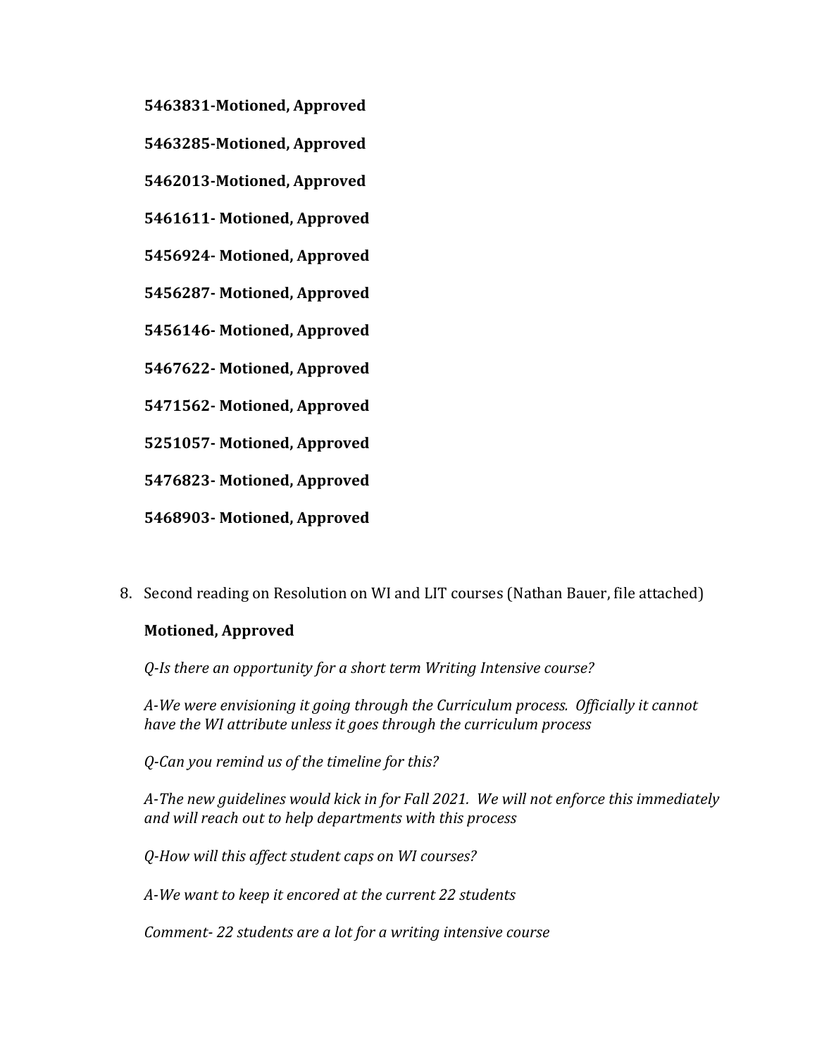**5463831-Motioned, Approved**

**5463285-Motioned, Approved**

**5462013-Motioned, Approved**

**5461611- Motioned, Approved**

**5456924- Motioned, Approved**

**5456287- Motioned, Approved**

**5456146- Motioned, Approved**

**5467622- Motioned, Approved**

**5471562- Motioned, Approved**

**5251057- Motioned, Approved**

**5476823- Motioned, Approved**

**5468903- Motioned, Approved**

8. Second reading on Resolution on WI and LIT courses (Nathan Bauer, file attached)

   **Motioned, Approved**

   *Q-Is there an opportunity for a short term Writing Intensive course?*

   *A-We were envisioning it going through the Curriculum process. Officially it cannot have the WI attribute unless it goes through the curriculum process*

   *Q-Can you remind us of the timeline for this?*

   *A-The new guidelines would kick in for Fall 2021. We will not enforce this immediately and will reach out to help departments with this process*

   *Q-How will this affect student caps on WI courses?*

   *A-We want to keep it encored at the current 22 students*

   *Comment- 22 students are a lot for a writing intensive course*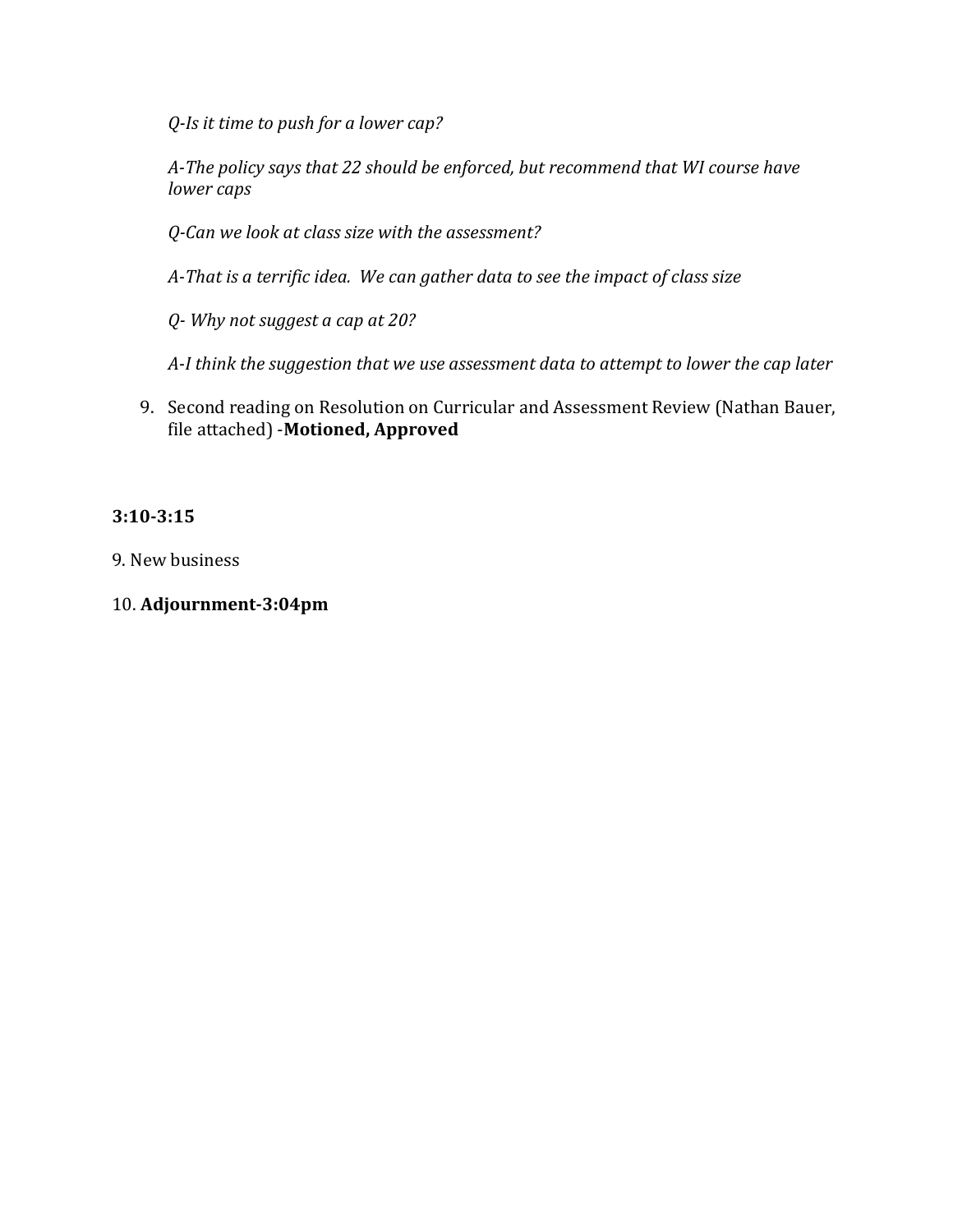*Q-Is it time to push for a lower cap?*

*A-The policy says that 22 should be enforced, but recommend that WI course have lower caps*

*Q-Can we look at class size with the assessment?*

*A-That is a terrific idea. We can gather data to see the impact of class size*

*Q- Why not suggest a cap at 20?*

*A-I think the suggestion that we use assessment data to attempt to lower the cap later*

9. Second reading on Resolution on Curricular and Assessment Review (Nathan Bauer, file attached) -**Motioned, Approved**

**3:10-3:15**

9. New business

10. **Adjournment-3:04pm**